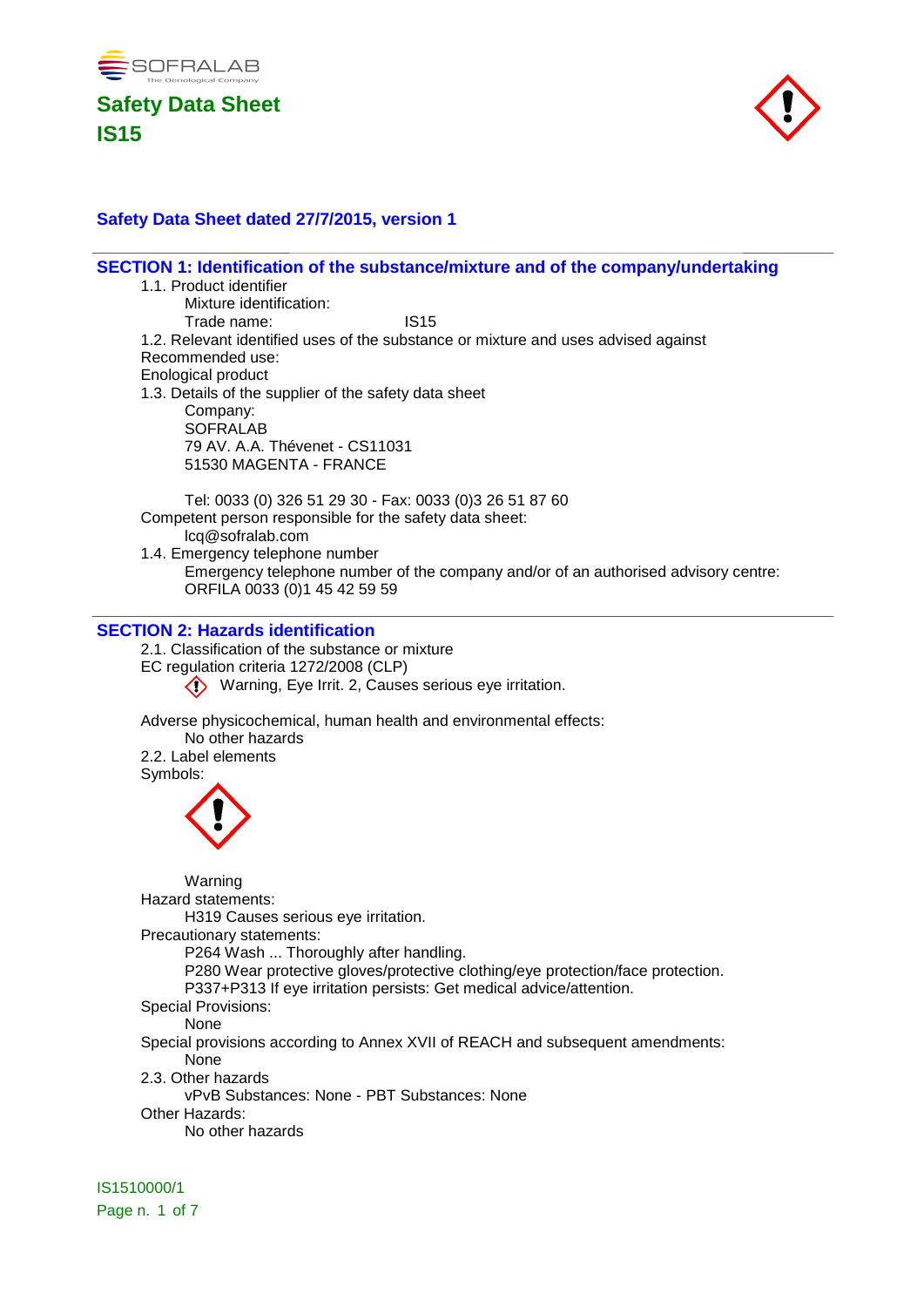SOFRALAB
The Oenological Company

# Safety Data Sheet
# IS15

**Safety Data Sheet dated 27/7/2015, version 1**

## SECTION 1: Identification of the substance/mixture and of the company/undertaking

1.1. Product identifier
    Mixture identification:
    Trade name: IS15
1.2. Relevant identified uses of the substance or mixture and uses advised against
Recommended use:
Enological product
1.3. Details of the supplier of the safety data sheet
    Company:
    SOFRALAB
    79 AV. A.A. Thévenet - CS11031
    51530 MAGENTA - FRANCE

    Tel: 0033 (0) 326 51 29 30 - Fax: 0033 (0)3 26 51 87 60
Competent person responsible for the safety data sheet:
    lcq@sofralab.com
1.4. Emergency telephone number
    Emergency telephone number of the company and/or of an authorised advisory centre:
    ORFILA 0033 (0)1 45 42 59 59

## SECTION 2: Hazards identification

2.1. Classification of the substance or mixture
EC regulation criteria 1272/2008 (CLP)
    Warning, Eye Irrit. 2, Causes serious eye irritation.

Adverse physicochemical, human health and environmental effects:
    No other hazards
2.2. Label elements
Symbols:

    Warning
Hazard statements:
    H319 Causes serious eye irritation.
Precautionary statements:
    P264 Wash ... Thoroughly after handling.
    P280 Wear protective gloves/protective clothing/eye protection/face protection.
    P337+P313 If eye irritation persists: Get medical advice/attention.
Special Provisions:
    None
Special provisions according to Annex XVII of REACH and subsequent amendments:
    None
2.3. Other hazards
    vPvB Substances: None - PBT Substances: None
Other Hazards:
    No other hazards

IS1510000/1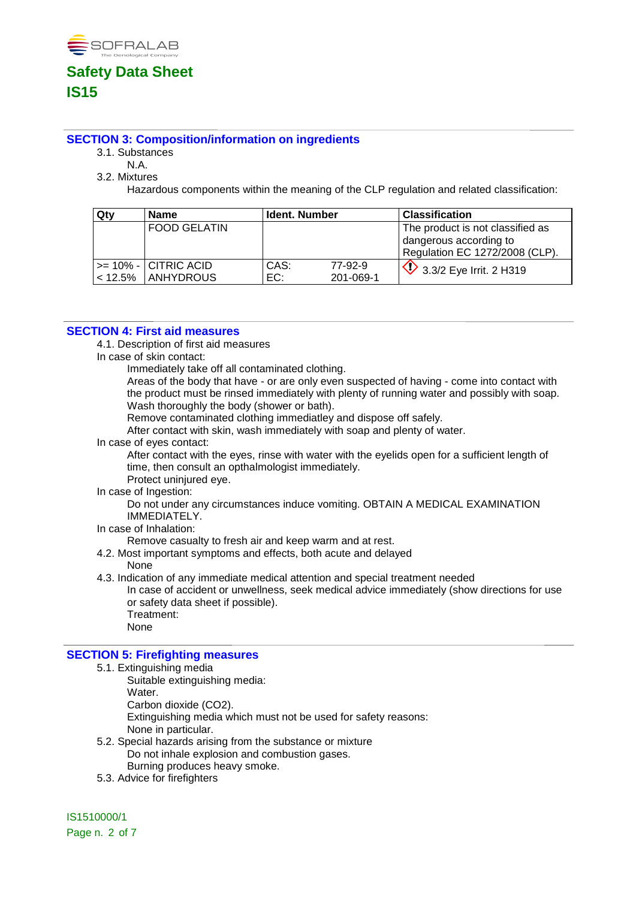## SECTION 3: Composition/information on ingredients

3.1. Substances

N.A.

3.2. Mixtures

Hazardous components within the meaning of the CLP regulation and related classification:

| Qty | Name | Ident. Number | | Classification |
|---|---|---|---|---|
| | FOOD GELATIN | | | The product is not classified as dangerous according to Regulation EC 1272/2008 (CLP). |
| >= 10% - < 12.5% | CITRIC ACID ANHYDROUS | CAS: EC: | 77-92-9 201-069-1 | 3.3/2 Eye Irrit. 2 H319 |

## SECTION 4: First aid measures

4.1. Description of first aid measures

In case of skin contact:

Immediately take off all contaminated clothing.
Areas of the body that have - or are only even suspected of having - come into contact with the product must be rinsed immediately with plenty of running water and possibly with soap.
Wash thoroughly the body (shower or bath).
Remove contaminated clothing immediatley and dispose off safely.
After contact with skin, wash immediately with soap and plenty of water.

In case of eyes contact:

After contact with the eyes, rinse with water with the eyelids open for a sufficient length of time, then consult an opthalmologist immediately.
Protect uninjured eye.

In case of Ingestion:

Do not under any circumstances induce vomiting. OBTAIN A MEDICAL EXAMINATION IMMEDIATELY.

In case of Inhalation:

Remove casualty to fresh air and keep warm and at rest.

4.2. Most important symptoms and effects, both acute and delayed

None

4.3. Indication of any immediate medical attention and special treatment needed

In case of accident or unwellness, seek medical advice immediately (show directions for use or safety data sheet if possible).
Treatment:
None

## SECTION 5: Firefighting measures

5.1. Extinguishing media

Suitable extinguishing media:
Water.
Carbon dioxide ($CO_2$).
Extinguishing media which must not be used for safety reasons:
None in particular.

5.2. Special hazards arising from the substance or mixture

Do not inhale explosion and combustion gases.
Burning produces heavy smoke.

5.3. Advice for firefighters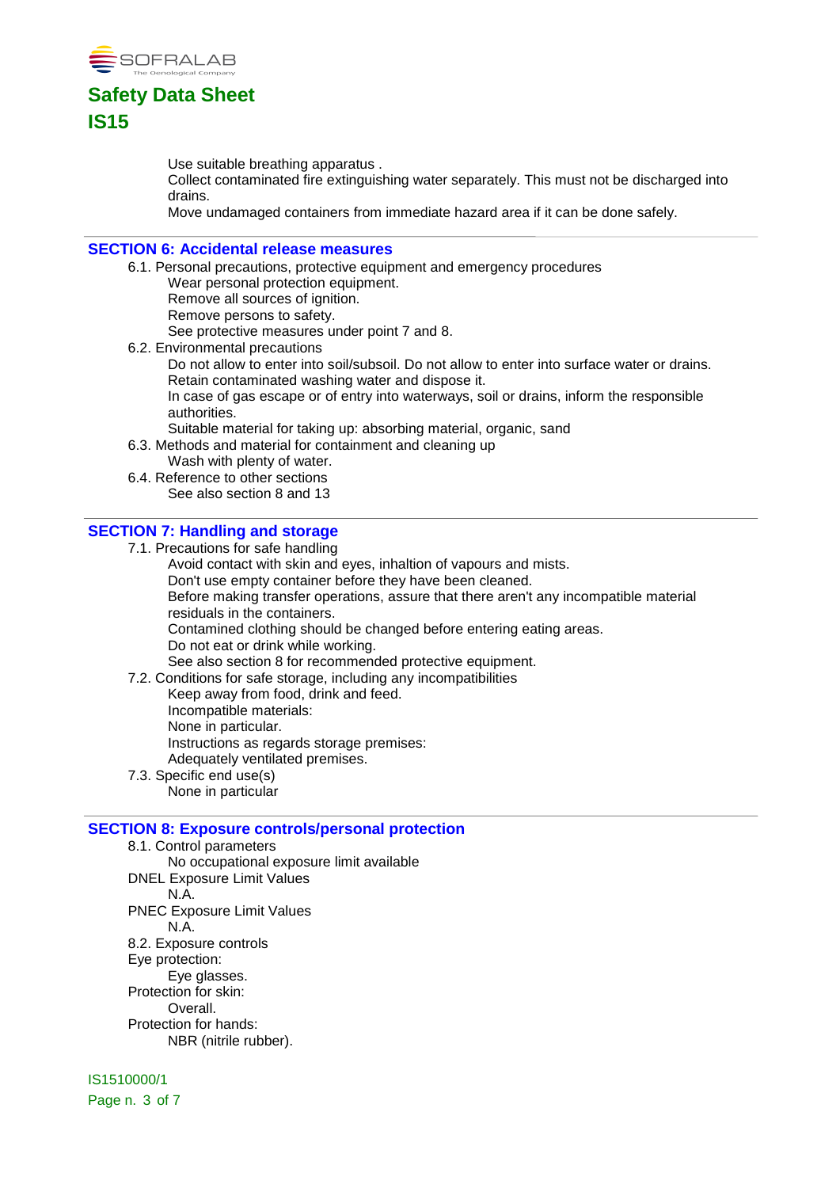Use suitable breathing apparatus .
Collect contaminated fire extinguishing water separately. This must not be discharged into drains.
Move undamaged containers from immediate hazard area if it can be done safely.

## SECTION 6: Accidental release measures

6.1. Personal precautions, protective equipment and emergency procedures
Wear personal protection equipment.
Remove all sources of ignition.
Remove persons to safety.
See protective measures under point 7 and 8.

6.2. Environmental precautions
Do not allow to enter into soil/subsoil. Do not allow to enter into surface water or drains.
Retain contaminated washing water and dispose it.
In case of gas escape or of entry into waterways, soil or drains, inform the responsible authorities.
Suitable material for taking up: absorbing material, organic, sand

6.3. Methods and material for containment and cleaning up
Wash with plenty of water.

6.4. Reference to other sections
See also section 8 and 13

## SECTION 7: Handling and storage

7.1. Precautions for safe handling
Avoid contact with skin and eyes, inhalation of vapours and mists.
Don't use empty container before they have been cleaned.
Before making transfer operations, assure that there aren't any incompatible material residuals in the containers.
Contamined clothing should be changed before entering eating areas.
Do not eat or drink while working.
See also section 8 for recommended protective equipment.

7.2. Conditions for safe storage, including any incompatibilities
Keep away from food, drink and feed.
Incompatible materials:
None in particular.
Instructions as regards storage premises:
Adequately ventilated premises.

7.3. Specific end use(s)
None in particular

## SECTION 8: Exposure controls/personal protection

8.1. Control parameters
No occupational exposure limit available

DNEL Exposure Limit Values
N.A.

PNEC Exposure Limit Values
N.A.

8.2. Exposure controls

Eye protection:
Eye glasses.

Protection for skin:
Overall.

Protection for hands:
NBR (nitrile rubber).

IS1510000/1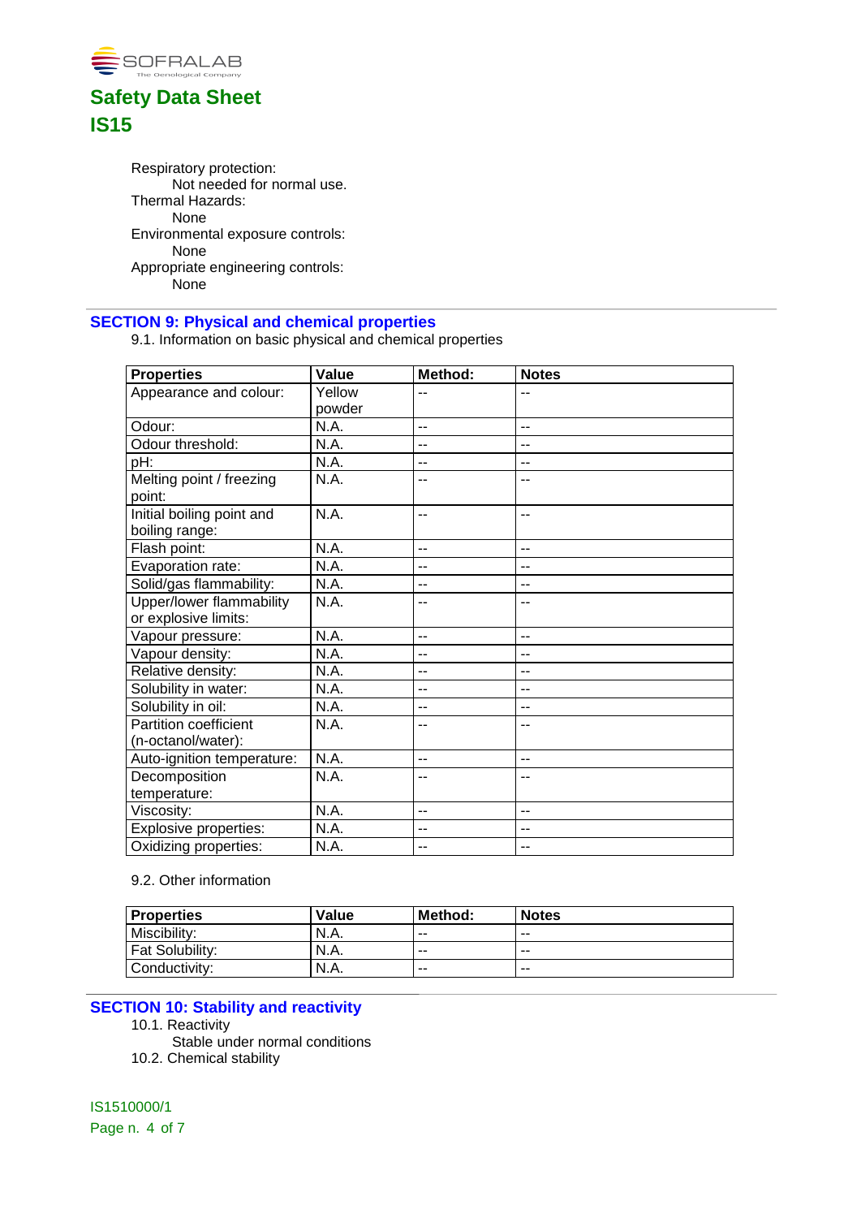Respiratory protection:

Not needed for normal use.

Thermal Hazards:

None

Environmental exposure controls:

None

Appropriate engineering controls:

None

## SECTION 9: Physical and chemical properties

9.1. Information on basic physical and chemical properties

| Properties | Value | Method: | Notes |
| --- | --- | --- | --- |
| Appearance and colour: | Yellow powder | -- | -- |
| Odour: | N.A. | -- | -- |
| Odour threshold: | N.A. | -- | -- |
| pH: | N.A. | -- | -- |
| Melting point / freezing point: | N.A. | -- | -- |
| Initial boiling point and boiling range: | N.A. | -- | -- |
| Flash point: | N.A. | -- | -- |
| Evaporation rate: | N.A. | -- | -- |
| Solid/gas flammability: | N.A. | -- | -- |
| Upper/lower flammability or explosive limits: | N.A. | -- | -- |
| Vapour pressure: | N.A. | -- | -- |
| Vapour density: | N.A. | -- | -- |
| Relative density: | N.A. | -- | -- |
| Solubility in water: | N.A. | -- | -- |
| Solubility in oil: | N.A. | -- | -- |
| Partition coefficient (n-octanol/water): | N.A. | -- | -- |
| Auto-ignition temperature: | N.A. | -- | -- |
| Decomposition temperature: | N.A. | -- | -- |
| Viscosity: | N.A. | -- | -- |
| Explosive properties: | N.A. | -- | -- |
| Oxidizing properties: | N.A. | -- | -- |

9.2. Other information

| Properties | Value | Method: | Notes |
| --- | --- | --- | --- |
| Miscibility: | N.A. | -- | -- |
| Fat Solubility: | N.A. | -- | -- |
| Conductivity: | N.A. | -- | -- |

## SECTION 10: Stability and reactivity

10.1. Reactivity

Stable under normal conditions

10.2. Chemical stability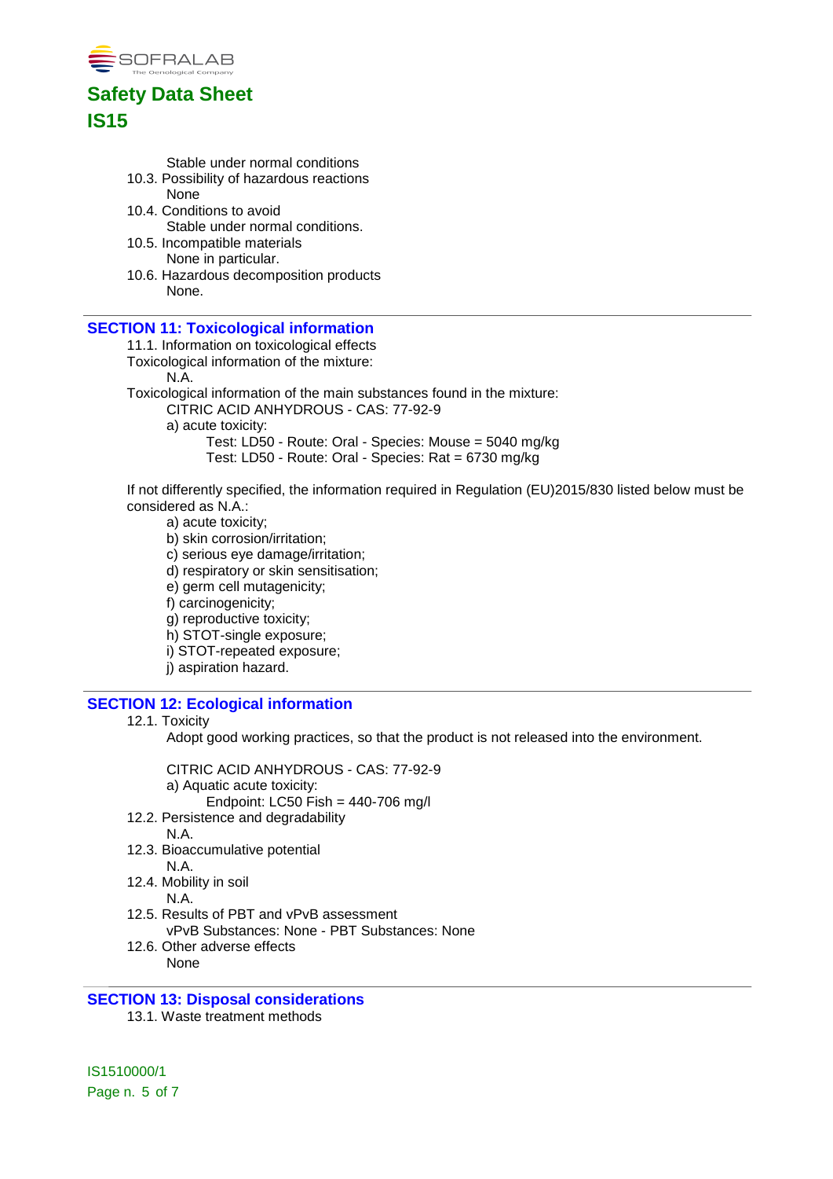Stable under normal conditions

10.3. Possibility of hazardous reactions

None

10.4. Conditions to avoid

Stable under normal conditions.

10.5. Incompatible materials

None in particular.

10.6. Hazardous decomposition products

None.

## SECTION 11: Toxicological information

11.1. Information on toxicological effects

Toxicological information of the mixture:

N.A.

Toxicological information of the main substances found in the mixture:

CITRIC ACID ANHYDROUS - CAS: 77-92-9

a) acute toxicity:

Test: LD50 - Route: Oral - Species: Mouse = 5040 mg/kg

Test: LD50 - Route: Oral - Species: Rat = 6730 mg/kg

If not differently specified, the information required in Regulation (EU)2015/830 listed below must be considered as N.A.:

a) acute toxicity;
b) skin corrosion/irritation;
c) serious eye damage/irritation;
d) respiratory or skin sensitisation;
e) germ cell mutagenicity;
f) carcinogenicity;
g) reproductive toxicity;
h) STOT-single exposure;
i) STOT-repeated exposure;
j) aspiration hazard.

## SECTION 12: Ecological information

12.1. Toxicity

Adopt good working practices, so that the product is not released into the environment.

CITRIC ACID ANHYDROUS - CAS: 77-92-9

a) Aquatic acute toxicity:

Endpoint: LC50 Fish = 440-706 mg/l

12.2. Persistence and degradability

N.A.

12.3. Bioaccumulative potential

N.A.

12.4. Mobility in soil

N.A.

12.5. Results of PBT and vPvB assessment

vPvB Substances: None - PBT Substances: None

12.6. Other adverse effects

None

## SECTION 13: Disposal considerations

13.1. Waste treatment methods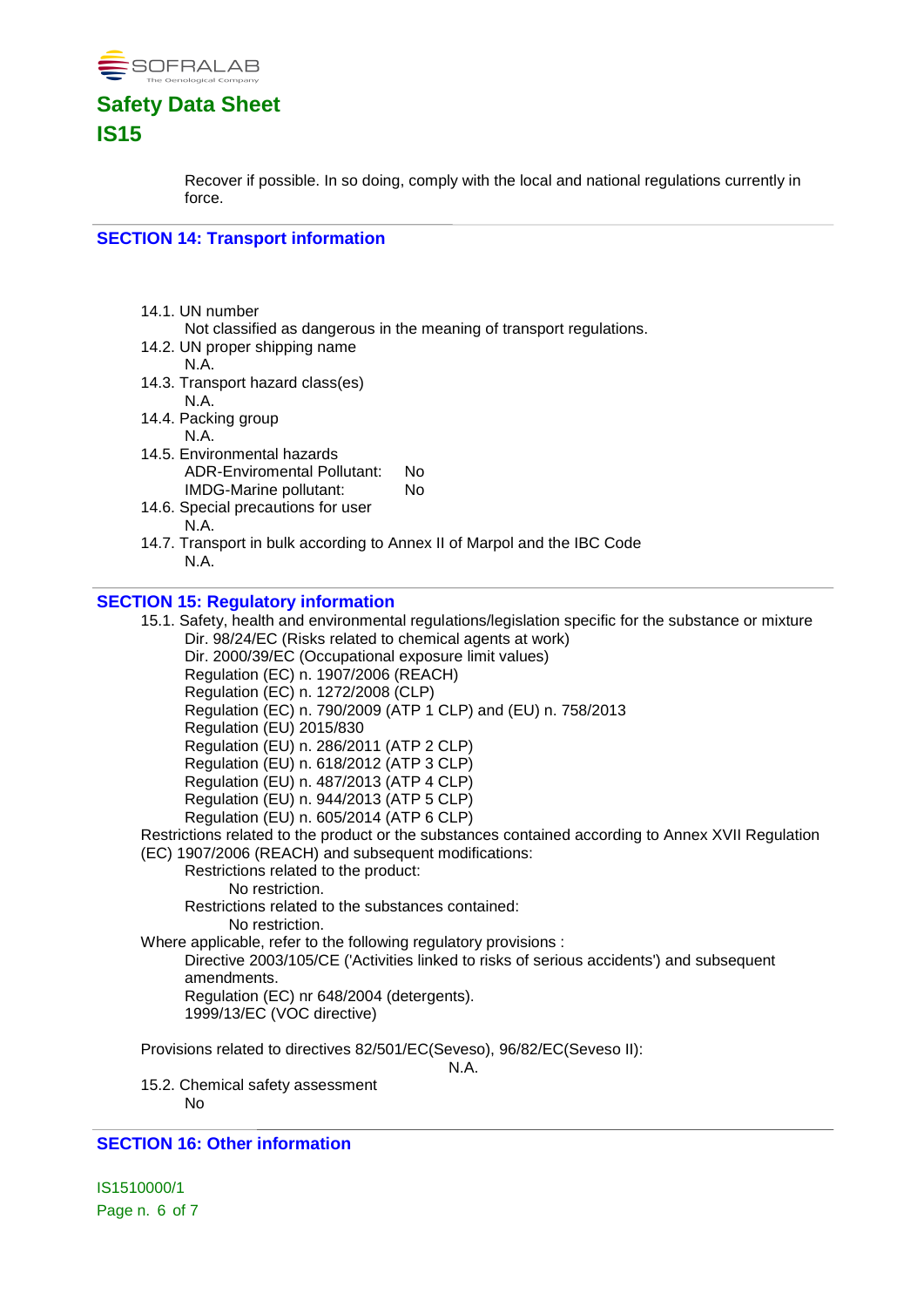Recover if possible. In so doing, comply with the local and national regulations currently in force.

## SECTION 14: Transport information

14.1. UN number

Not classified as dangerous in the meaning of transport regulations.

14.2. UN proper shipping name

N.A.

14.3. Transport hazard class(es)

N.A.

14.4. Packing group

N.A.

14.5. Environmental hazards

ADR-Enviromental Pollutant: No

IMDG-Marine pollutant: No

14.6. Special precautions for user

N.A.

14.7. Transport in bulk according to Annex II of Marpol and the IBC Code

N.A.

## SECTION 15: Regulatory information

15.1. Safety, health and environmental regulations/legislation specific for the substance or mixture

Dir. 98/24/EC (Risks related to chemical agents at work)
Dir. 2000/39/EC (Occupational exposure limit values)
Regulation (EC) n. 1907/2006 (REACH)
Regulation (EC) n. 1272/2008 (CLP)
Regulation (EC) n. 790/2009 (ATP 1 CLP) and (EU) n. 758/2013
Regulation (EU) 2015/830
Regulation (EU) n. 286/2011 (ATP 2 CLP)
Regulation (EU) n. 618/2012 (ATP 3 CLP)
Regulation (EU) n. 487/2013 (ATP 4 CLP)
Regulation (EU) n. 944/2013 (ATP 5 CLP)
Regulation (EU) n. 605/2014 (ATP 6 CLP)

Restrictions related to the product or the substances contained according to Annex XVII Regulation (EC) 1907/2006 (REACH) and subsequent modifications:

Restrictions related to the product:

No restriction.

Restrictions related to the substances contained:

No restriction.

Where applicable, refer to the following regulatory provisions :

Directive 2003/105/CE ('Activities linked to risks of serious accidents') and subsequent amendments.
Regulation (EC) nr 648/2004 (detergents).
1999/13/EC (VOC directive)

Provisions related to directives 82/501/EC(Seveso), 96/82/EC(Seveso II):

N.A.

15.2. Chemical safety assessment

No

## SECTION 16: Other information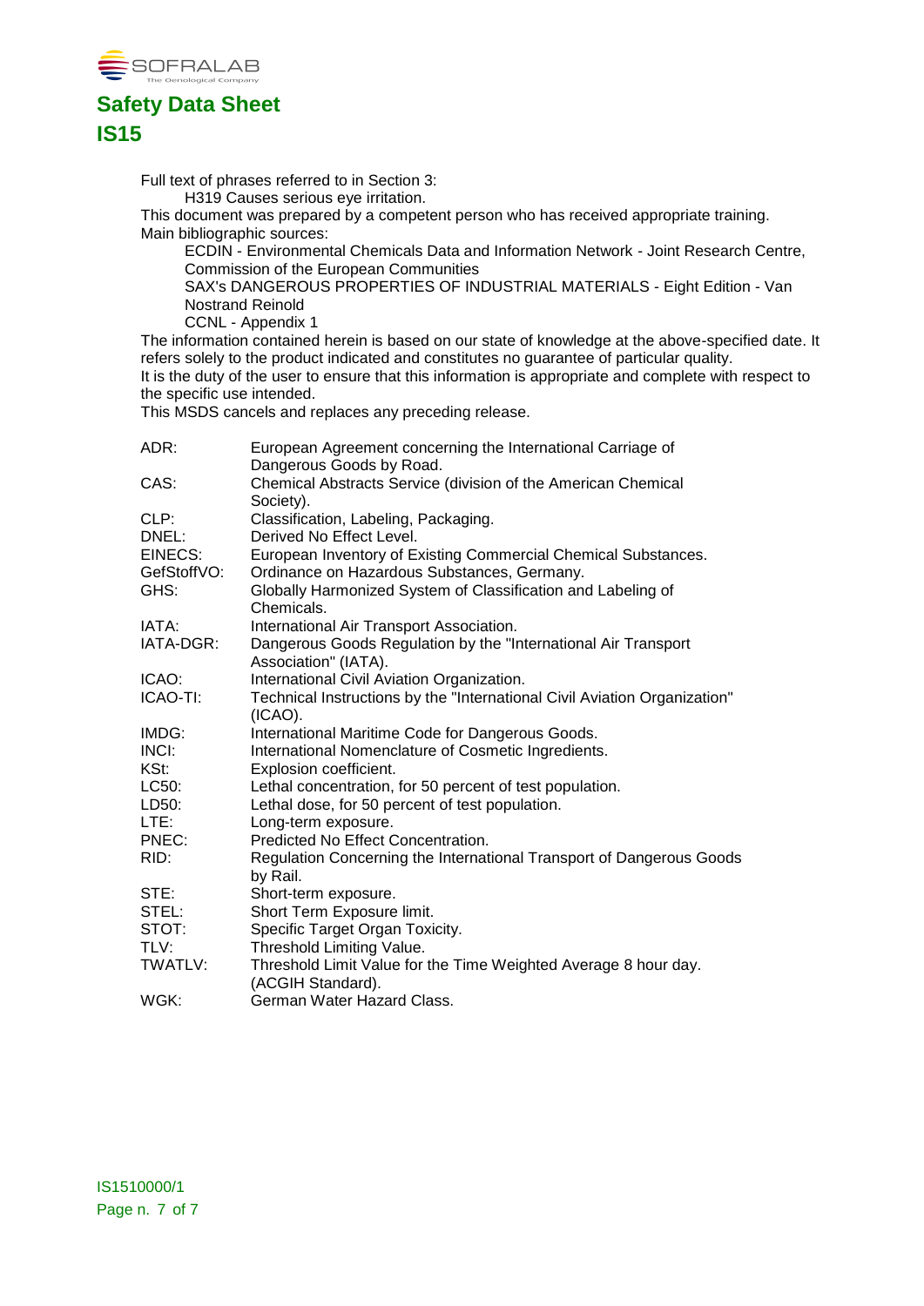Full text of phrases referred to in Section 3:

H319 Causes serious eye irritation.

This document was prepared by a competent person who has received appropriate training.

Main bibliographic sources:

ECDIN - Environmental Chemicals Data and Information Network - Joint Research Centre, Commission of the European Communities

SAX's DANGEROUS PROPERTIES OF INDUSTRIAL MATERIALS - Eight Edition - Van Nostrand Reinold

CCNL - Appendix 1

The information contained herein is based on our state of knowledge at the above-specified date. It refers solely to the product indicated and constitutes no guarantee of particular quality.

It is the duty of the user to ensure that this information is appropriate and complete with respect to the specific use intended.

This MSDS cancels and replaces any preceding release.

| | |
|---|---|
| ADR: | European Agreement concerning the International Carriage of Dangerous Goods by Road. |
| CAS: | Chemical Abstracts Service (division of the American Chemical Society). |
| CLP: | Classification, Labeling, Packaging. |
| DNEL: | Derived No Effect Level. |
| EINECS: | European Inventory of Existing Commercial Chemical Substances. |
| GefStoffVO: | Ordinance on Hazardous Substances, Germany. |
| GHS: | Globally Harmonized System of Classification and Labeling of Chemicals. |
| IATA: | International Air Transport Association. |
| IATA-DGR: | Dangerous Goods Regulation by the "International Air Transport Association" (IATA). |
| ICAO: | International Civil Aviation Organization. |
| ICAO-TI: | Technical Instructions by the "International Civil Aviation Organization" (ICAO). |
| IMDG: | International Maritime Code for Dangerous Goods. |
| INCI: | International Nomenclature of Cosmetic Ingredients. |
| KSt: | Explosion coefficient. |
| LC50: | Lethal concentration, for 50 percent of test population. |
| LD50: | Lethal dose, for 50 percent of test population. |
| LTE: | Long-term exposure. |
| PNEC: | Predicted No Effect Concentration. |
| RID: | Regulation Concerning the International Transport of Dangerous Goods by Rail. |
| STE: | Short-term exposure. |
| STEL: | Short Term Exposure limit. |
| STOT: | Specific Target Organ Toxicity. |
| TLV: | Threshold Limiting Value. |
| TWATLV: | Threshold Limit Value for the Time Weighted Average 8 hour day. (ACGIH Standard). |
| WGK: | German Water Hazard Class. |